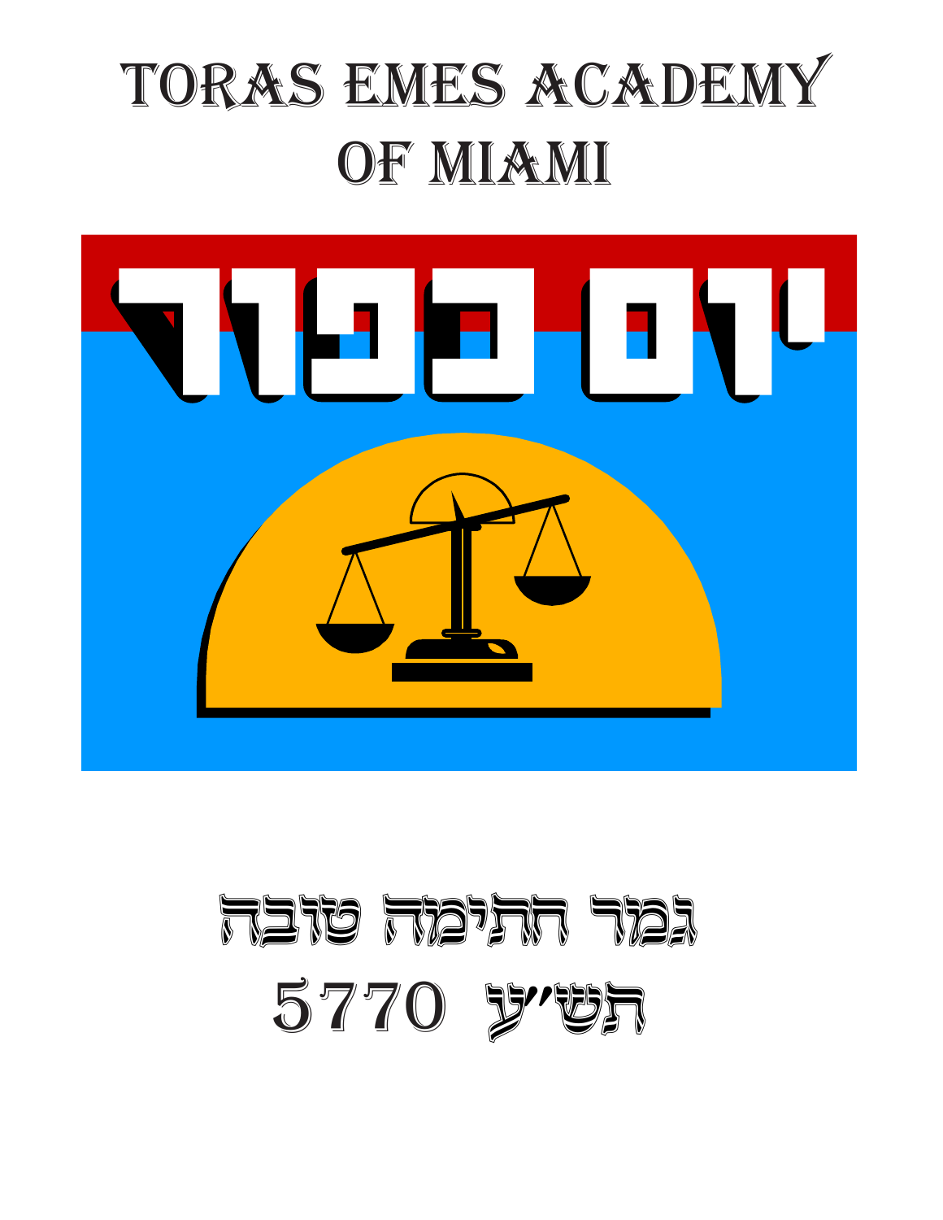# TORAS EMES ACADEMY OF MIAMI

## יום כפור

גמר חתימה טובה

תש"ע 5770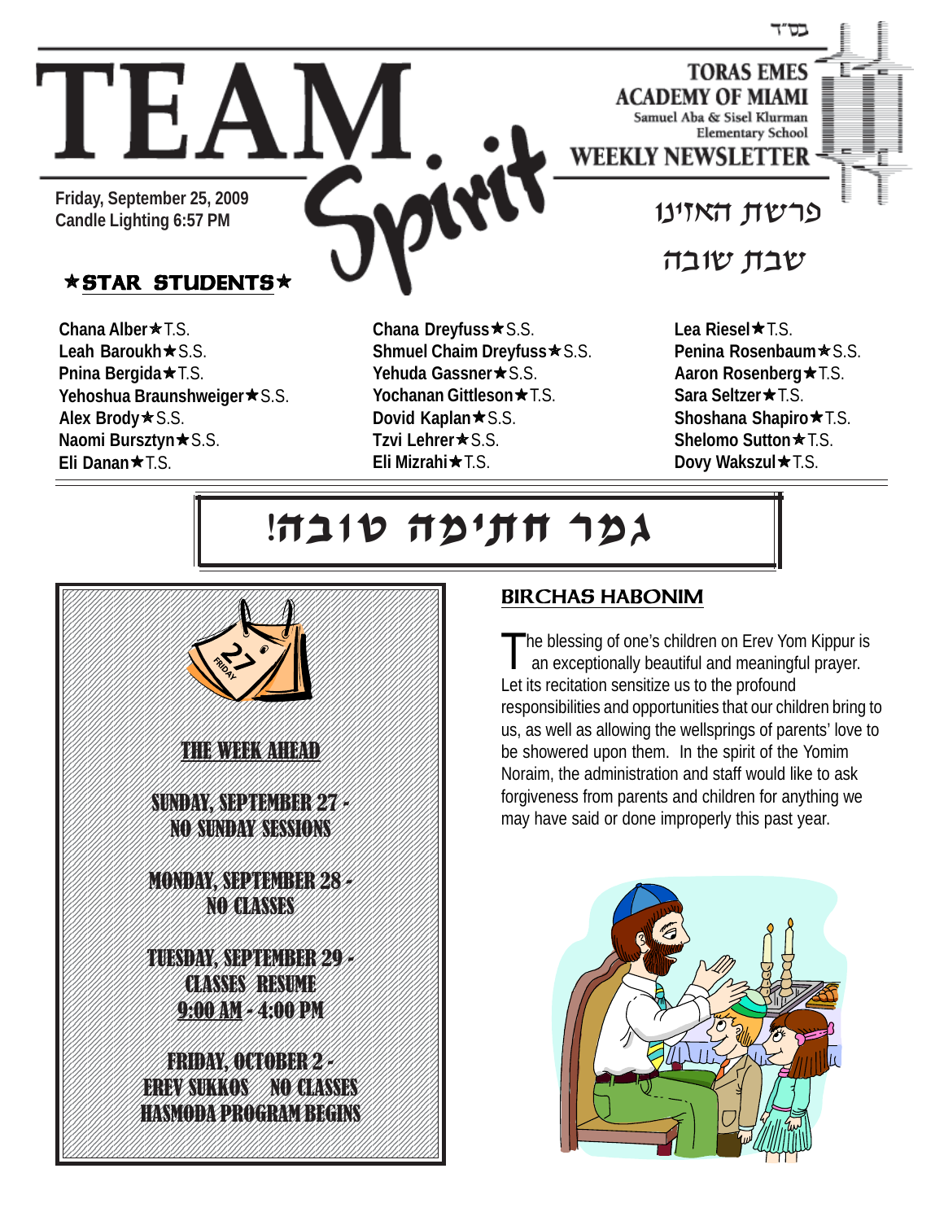בס"ד

# TEAM Spirit

**TORAS EMES ACADEMY OF MIAMI**
Samuel Aba & Sisel Klurman Elementary School
**WEEKLY NEWSLETTER**

**Friday, September 25, 2009**
**Candle Lighting 6:57 PM**

פרשת האזינו

שבת שובה

## ★STAR STUDENTS★

**Chana Alber**★T.S.
**Leah Baroukh**★S.S.
**Pnina Bergida**★T.S.
**Yehoshua Braunshweiger**★S.S.
**Alex Brody**★S.S.
**Naomi Bursztyn**★S.S.
**Eli Danan**★T.S.
**Chana Dreyfuss**★S.S.
**Shmuel Chaim Dreyfuss**★S.S.
**Yehuda Gassner**★S.S.
**Yochanan Gittleson**★T.S.
**Dovid Kaplan**★S.S.
**Tzvi Lehrer**★S.S.
**Eli Mizrahi**★T.S.
**Lea Riesel**★T.S.
**Penina Rosenbaum**★S.S.
**Aaron Rosenberg**★T.S.
**Sara Seltzer**★T.S.
**Shoshana Shapiro**★T.S.
**Shelomo Sutton**★T.S.
**Dovy Wakszul**★T.S.

# !גמר חתימה טובה

## THE WEEK AHEAD

**SUNDAY, SEPTEMBER 27 - NO SUNDAY SESSIONS**

**MONDAY, SEPTEMBER 28 - NO CLASSES**

**TUESDAY, SEPTEMBER 29 - CLASSES RESUME 9:00 AM - 4:00 PM**

**FRIDAY, OCTOBER 2 - EREV SUKKOS NO CLASSES HASMODA PROGRAM BEGINS**

## BIRCHAS HABONIM

The blessing of one's children on Erev Yom Kippur is an exceptionally beautiful and meaningful prayer. Let its recitation sensitize us to the profound responsibilities and opportunities that our children bring to us, as well as allowing the wellsprings of parents' love to be showered upon them. In the spirit of the Yomim Noraim, the administration and staff would like to ask forgiveness from parents and children for anything we may have said or done improperly this past year.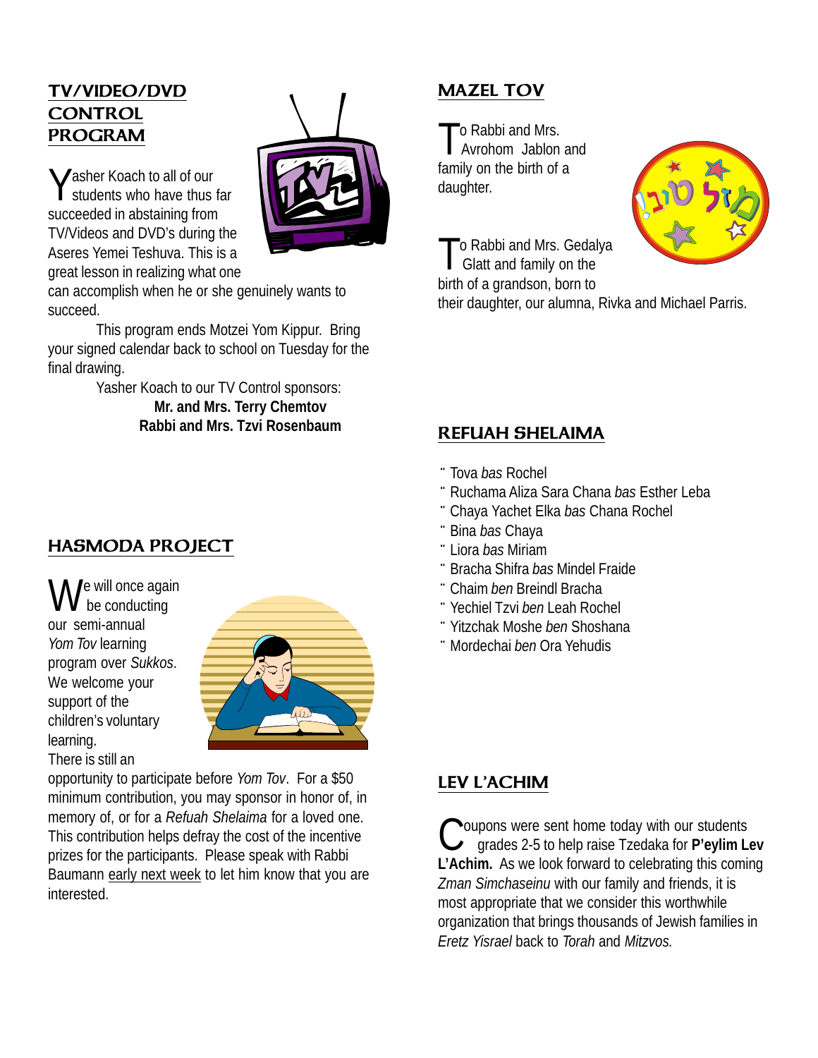## TV/VIDEO/DVD CONTROL PROGRAM

Yasher Koach to all of our students who thus far succeeded in abstaining from TV/Videos and DVD's during the Aseres Yemei Teshuva. This is a great lesson in realizing what one can accomplish when he or she genuinely wants to succeed.

This program ends Motzei Yom Kippur. Bring your signed calendar back to school on Tuesday for the final drawing.

Yasher Koach to our TV Control sponsors:

**Mr. and Mrs. Terry Chemtov**
**Rabbi and Mrs. Tzvi Rosenbaum**

## HASMODA PROJECT

We will once again be conducting our semi-annual *Yom Tov* learning program over *Sukkos*. We welcome your support of the children's voluntary learning. There is still an opportunity to participate before *Yom Tov*. For a $50 minimum contribution, you may sponsor in honor of, in memory of, or for a *Refuah Shelaima* for a loved one. This contribution helps defray the cost of the incentive prizes for the participants. Please speak with Rabbi Baumann early next week to let him know that you are interested.

## MAZEL TOV

To Rabbi and Mrs. Avrohom Jablon and family on the birth of a daughter.

To Rabbi and Mrs. Gedalya Glatt and family on the birth of a grandson, born to their daughter, our alumna, Rivka and Michael Parris.

## REFUAH SHELAIMA

- Tova *bas* Rochel
- Ruchama Aliza Sara Chana *bas* Esther Leba
- Chaya Yachet Elka *bas* Chana Rochel
- Bina *bas* Chaya
- Liora *bas* Miriam
- Bracha Shifra *bas* Mindel Fraide
- Chaim *ben* Breindl Bracha
- Yechiel Tzvi *ben* Leah Rochel
- Yitzchak Moshe *ben* Shoshana
- Mordechai *ben* Ora Yehudis

## LEV L'ACHIM

Coupons were sent home today with our students grades 2-5 to help raise Tzedaka for **P'eylim Lev L'Achim.** As we look forward to celebrating this coming *Zman Simchaseinu* with our family and friends, it is most appropriate that we consider this worthwhile organization that brings thousands of Jewish families in *Eretz Yisrael* back to *Torah* and *Mitzvos.*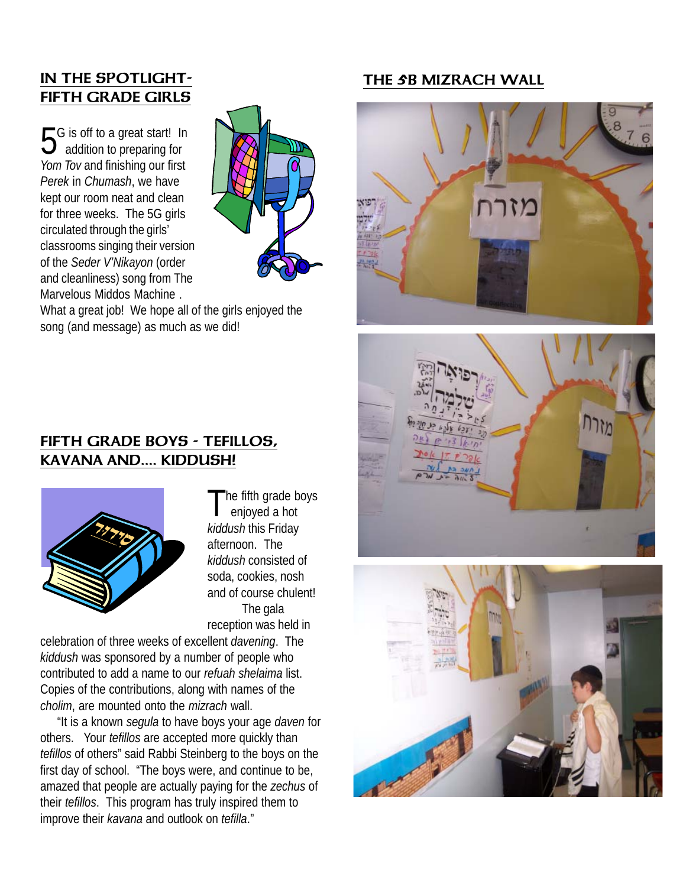## IN THE SPOTLIGHT- FIFTH GRADE GIRLS

5G is off to a great start! In addition to preparing for *Yom Tov* and finishing our first *Perek* in *Chumash*, we have kept our room neat and clean for three weeks. The 5G girls circulated through the girls' classrooms singing their version of the *Seder V'Nikayon* (order and cleanliness) song from The Marvelous Middos Machine . What a great job! We hope all of the girls enjoyed the song (and message) as much as we did!

## FIFTH GRADE BOYS - TEFILLOS, KAVANA AND.... KIDDUSH!

The fifth grade boys enjoyed a hot *kiddush* this Friday afternoon. The *kiddush* consisted of soda, cookies, nosh and of course chulent!

The gala reception was held in celebration of three weeks of excellent *davening*. The *kiddush* was sponsored by a number of people who contributed to add a name to our *refuah shelaima* list. Copies of the contributions, along with names of the *cholim*, are mounted onto the *mizrach* wall.

"It is a known *segula* to have boys your age *daven* for others. Your *tefillos* are accepted more quickly than *tefillos* of others" said Rabbi Steinberg to the boys on the first day of school. "The boys were, and continue to be, amazed that people are actually paying for the *zechus* of their *tefillos*. This program has truly inspired them to improve their *kavana* and outlook on *tefilla*."

## THE 5B MIZRACH WALL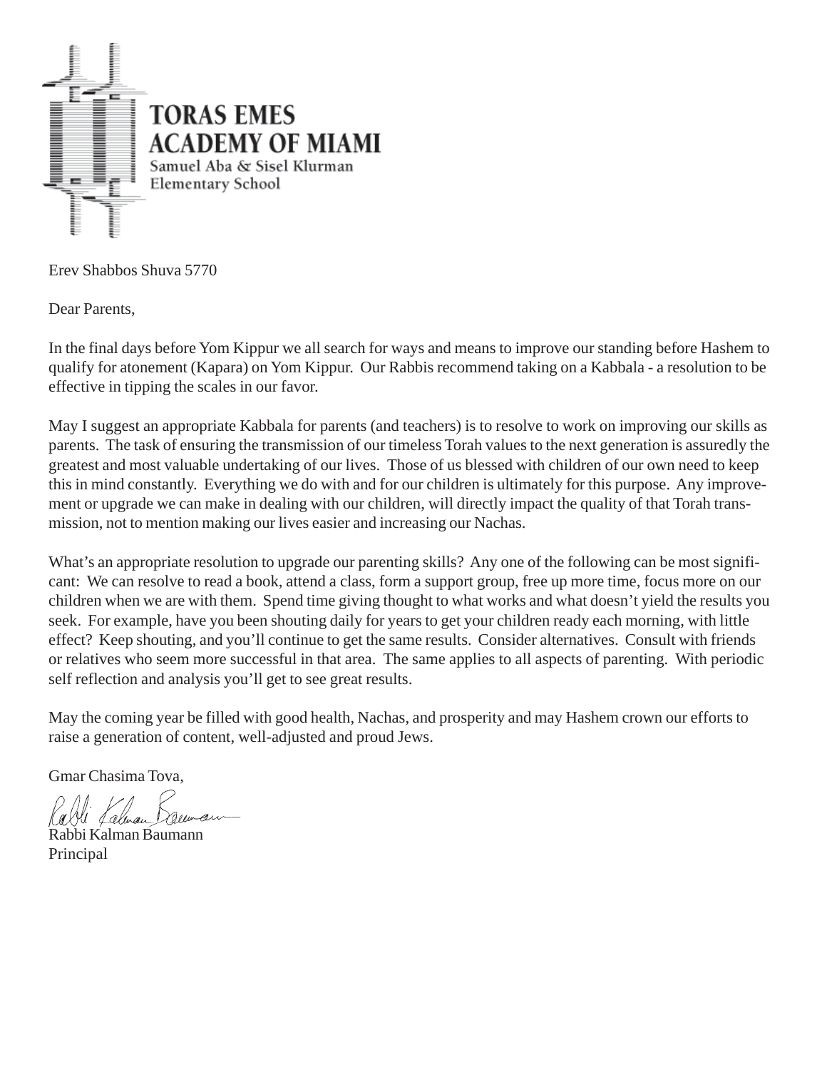**TORAS EMES ACADEMY OF MIAMI**
Samuel Aba & Sisel Klurman
Elementary School

Erev Shabbos Shuva 5770

Dear Parents,

In the final days before Yom Kippur we all search for ways and means to improve our standing before Hashem to qualify for atonement (Kapara) on Yom Kippur. Our Rabbis recommend taking on a Kabbala - a resolution to be effective in tipping the scales in our favor.

May I suggest an appropriate Kabbala for parents (and teachers) is to resolve to work on improving our skills as parents. The task of ensuring the transmission of our timeless Torah values to the next generation is assuredly the greatest and most valuable undertaking of our lives. Those of us blessed with children of our own need to keep this in mind constantly. Everything we do with and for our children is ultimately for this purpose. Any improvement or upgrade we can make in dealing with our children, will directly impact the quality of that Torah transmission, not to mention making our lives easier and increasing our Nachas.

What's an appropriate resolution to upgrade our parenting skills? Any one of the following can be most significant: We can resolve to read a book, attend a class, form a support group, free up more time, focus more on our children when we are with them. Spend time giving thought to what works and what doesn't yield the results you seek. For example, have you been shouting daily for years to get your children ready each morning, with little effect? Keep shouting, and you'll continue to get the same results. Consider alternatives. Consult with friends or relatives who seem more successful in that area. The same applies to all aspects of parenting. With periodic self reflection and analysis you'll get to see great results.

May the coming year be filled with good health, Nachas, and prosperity and may Hashem crown our efforts to raise a generation of content, well-adjusted and proud Jews.

Gmar Chasima Tova,

Rabbi Kalman Baumann
Principal